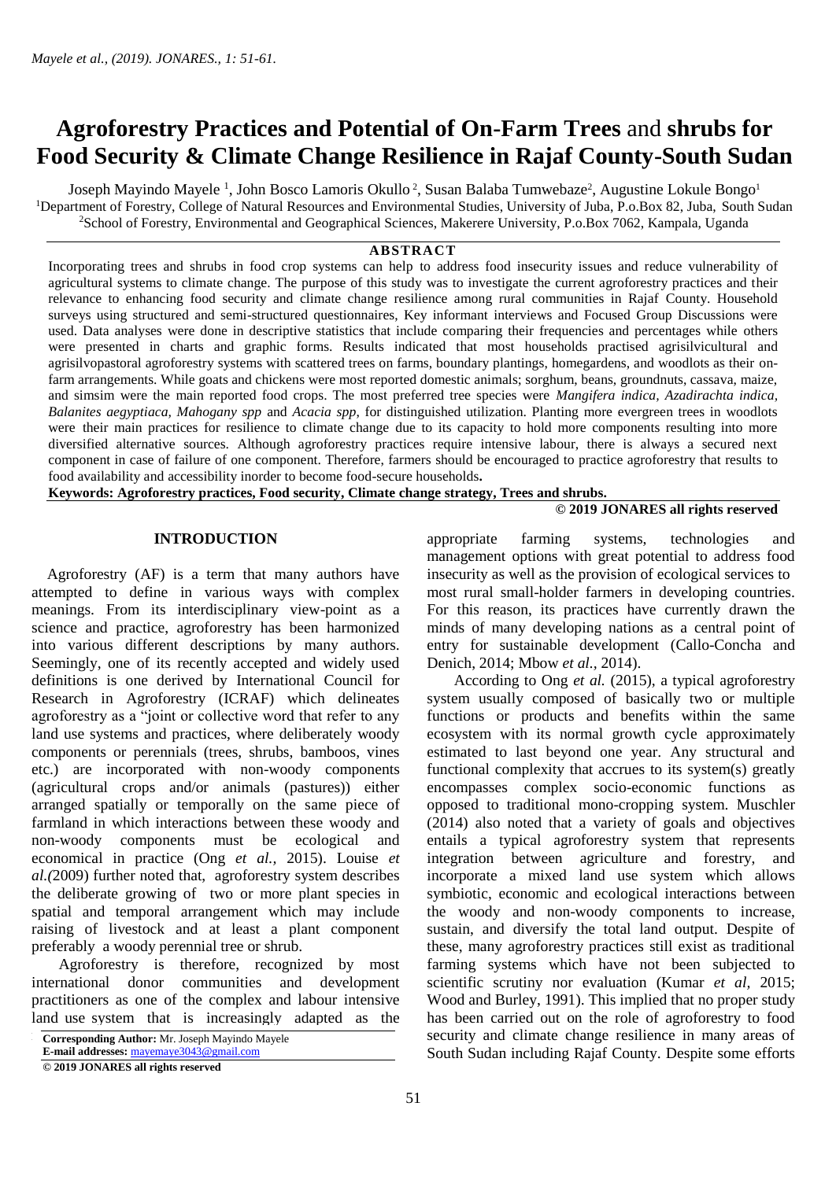# Agroforestry Practices and Potential of On-Farm Trees and shrubs for Food Security & Climate Change Resilience in Rajaf County-South Sudan

Joseph Mayindo Mayele [1], John Bosco Lamoris Okullo [2], Susan Balaba Tumwebaze[2], Augustine Lokule Bongo[1]

[1]Department of Forestry, College of Natural Resources and Environmental Studies, University of Juba, P.o.Box 82, Juba, South Sudan

[2]School of Forestry, Environmental and Geographical Sciences, Makerere University, P.o.Box 7062, Kampala, Uganda

## ABSTRACT

Incorporating trees and shrubs in food crop systems can help to address food insecurity issues and reduce vulnerability of agricultural systems to climate change. The purpose of this study was to investigate the current agroforestry practices and their relevance to enhancing food security and climate change resilience among rural communities in Rajaf County. Household surveys using structured and semi-structured questionnaires, Key informant interviews and Focused Group Discussions were used. Data analyses were done in descriptive statistics that include comparing their frequencies and percentages while others were presented in charts and graphic forms. Results indicated that most households practised agrisilvicultural and agrisilvopastoral agroforestry systems with scattered trees on farms, boundary plantings, homegardens, and woodlots as their on-farm arrangements. While goats and chickens were most reported domestic animals; sorghum, beans, groundnuts, cassava, maize, and simsim were the main reported food crops. The most preferred tree species were *Mangifera indica, Azadirachta indica, Balanites aegyptiaca, Mahogany spp* and *Acacia spp,* for distinguished utilization. Planting more evergreen trees in woodlots were their main practices for resilience to climate change due to its capacity to hold more components resulting into more diversified alternative sources. Although agroforestry practices require intensive labour, there is always a secured next component in case of failure of one component. Therefore, farmers should be encouraged to practice agroforestry that results to food availability and accessibility inorder to become food-secure households**.**

**Keywords: Agroforestry practices, Food security, Climate change strategy, Trees and shrubs.**

**© 2019 JONARES all rights reserved**

## INTRODUCTION

Agroforestry (AF) is a term that many authors have attempted to define in various ways with complex meanings. From its interdisciplinary view-point as a science and practice, agroforestry has been harmonized into various different descriptions by many authors. Seemingly, one of its recently accepted and widely used definitions is one derived by International Council for Research in Agroforestry (ICRAF) which delineates agroforestry as a "joint or collective word that refer to any land use systems and practices, where deliberately woody components or perennials (trees, shrubs, bamboos, vines etc.) are incorporated with non-woody components (agricultural crops and/or animals (pastures)) either arranged spatially or temporally on the same piece of farmland in which interactions between these woody and non-woody components must be ecological and economical in practice (Ong *et al.,* 2015). Louise *et al.(*2009) further noted that, agroforestry system describes the deliberate growing of two or more plant species in spatial and temporal arrangement which may include raising of livestock and at least a plant component preferably a woody perennial tree or shrub.

Agroforestry is therefore, recognized by most international donor communities and development practitioners as one of the complex and labour intensive land use system that is increasingly adapted as the appropriate farming systems, technologies and management options with great potential to address food insecurity as well as the provision of ecological services to most rural small-holder farmers in developing countries. For this reason, its practices have currently drawn the minds of many developing nations as a central point of entry for sustainable development (Callo-Concha and Denich, 2014; Mbow *et al.,* 2014).

According to Ong *et al.* (2015), a typical agroforestry system usually composed of basically two or multiple functions or products and benefits within the same ecosystem with its normal growth cycle approximately estimated to last beyond one year. Any structural and functional complexity that accrues to its system(s) greatly encompasses complex socio-economic functions as opposed to traditional mono-cropping system. Muschler (2014) also noted that a variety of goals and objectives entails a typical agroforestry system that represents integration between agriculture and forestry, and incorporate a mixed land use system which allows symbiotic, economic and ecological interactions between the woody and non-woody components to increase, sustain, and diversify the total land output. Despite of these, many agroforestry practices still exist as traditional farming systems which have not been subjected to scientific scrutiny nor evaluation (Kumar *et al,* 2015; Wood and Burley, 1991). This implied that no proper study has been carried out on the role of agroforestry to food security and climate change resilience in many areas of South Sudan including Rajaf County. Despite some efforts

**Corresponding Author:** Mr. Joseph Mayindo Mayele
**E-mail addresses:** mayemaye3043@gmail.com

**© 2019 JONARES all rights reserved**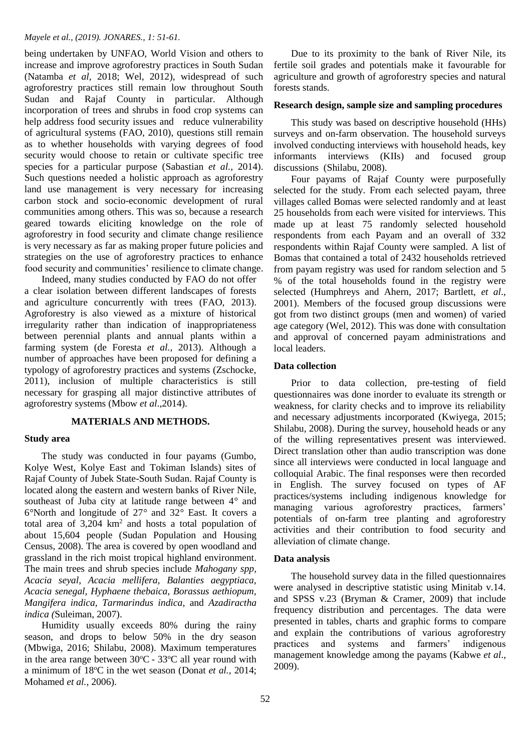being undertaken by UNFAO, World Vision and others to increase and improve agroforestry practices in South Sudan (Natamba *et al,* 2018; Wel, 2012), widespread of such agroforestry practices still remain low throughout South Sudan and Rajaf County in particular. Although incorporation of trees and shrubs in food crop systems can help address food security issues and reduce vulnerability of agricultural systems (FAO, 2010), questions still remain as to whether households with varying degrees of food security would choose to retain or cultivate specific tree species for a particular purpose (Sabastian *et al.,* 2014). Such questions needed a holistic approach as agroforestry land use management is very necessary for increasing carbon stock and socio-economic development of rural communities among others. This was so, because a research geared towards eliciting knowledge on the role of agroforestry in food security and climate change resilience is very necessary as far as making proper future policies and strategies on the use of agroforestry practices to enhance food security and communities' resilience to climate change.

Indeed, many studies conducted by FAO do not offer a clear isolation between different landscapes of forests and agriculture concurrently with trees (FAO, 2013). Agroforestry is also viewed as a mixture of historical irregularity rather than indication of inappropriateness between perennial plants and annual plants within a farming system (de Foresta *et al.,* 2013). Although a number of approaches have been proposed for defining a typology of agroforestry practices and systems (Zschocke, 2011), inclusion of multiple characteristics is still necessary for grasping all major distinctive attributes of agroforestry systems (Mbow *et al*.,2014).

## MATERIALS AND METHODS.

### Study area

The study was conducted in four payams (Gumbo, Kolye West, Kolye East and Tokiman Islands) sites of Rajaf County of Jubek State-South Sudan. Rajaf County is located along the eastern and western banks of River Nile, southeast of Juba city at latitude range between 4° and 6°North and longitude of 27° and 32° East. It covers a total area of 3,204 $km^2$ and hosts a total population of about 15,604 people (Sudan Population and Housing Census, 2008). The area is covered by open woodland and grassland in the rich moist tropical highland environment. The main trees and shrub species include *Mahogany spp, Acacia seyal, Acacia mellifera, Balanties aegyptiaca, Acacia senegal, Hyphaene thebaica, Borassus aethiopum, Mangifera indica, Tarmarindus indica,* and *Azadiractha indica (*Suleiman, 2007).

Humidity usually exceeds 80% during the rainy season, and drops to below 50% in the dry season (Mbwiga, 2016; Shilabu, 2008). Maximum temperatures in the area range between 30°C - 33°C all year round with a minimum of 18°C in the wet season (Donat *et al.,* 2014; Mohamed *et al.,* 2006).

Due to its proximity to the bank of River Nile, its fertile soil grades and potentials make it favourable for agriculture and growth of agroforestry species and natural forests stands.

### Research design, sample size and sampling procedures

This study was based on descriptive household (HHs) surveys and on-farm observation. The household surveys involved conducting interviews with household heads, key informants interviews (KIIs) and focused group discussions (Shilabu, 2008).

Four payams of Rajaf County were purposefully selected for the study. From each selected payam, three villages called Bomas were selected randomly and at least 25 households from each were visited for interviews. This made up at least 75 randomly selected household respondents from each Payam and an overall of 332 respondents within Rajaf County were sampled. A list of Bomas that contained a total of 2432 households retrieved from payam registry was used for random selection and 5 % of the total households found in the registry were selected (Humphreys and Ahern, 2017; Bartlett, *et al*., 2001). Members of the focused group discussions were got from two distinct groups (men and women) of varied age category (Wel, 2012). This was done with consultation and approval of concerned payam administrations and local leaders.

### Data collection

Prior to data collection, pre-testing of field questionnaires was done inorder to evaluate its strength or weakness, for clarity checks and to improve its reliability and necessary adjustments incorporated (Kwiyega, 2015; Shilabu, 2008). During the survey, household heads or any of the willing representatives present was interviewed. Direct translation other than audio transcription was done since all interviews were conducted in local language and colloquial Arabic. The final responses were then recorded in English. The survey focused on types of AF practices/systems including indigenous knowledge for managing various agroforestry practices, farmers' potentials of on-farm tree planting and agroforestry activities and their contribution to food security and alleviation of climate change.

### Data analysis

The household survey data in the filled questionnaires were analysed in descriptive statistic using Minitab v.14. and SPSS v.23 (Bryman & Cramer, 2009) that include frequency distribution and percentages. The data were presented in tables, charts and graphic forms to compare and explain the contributions of various agroforestry practices and systems and farmers' indigenous management knowledge among the payams (Kabwe *et al*., 2009).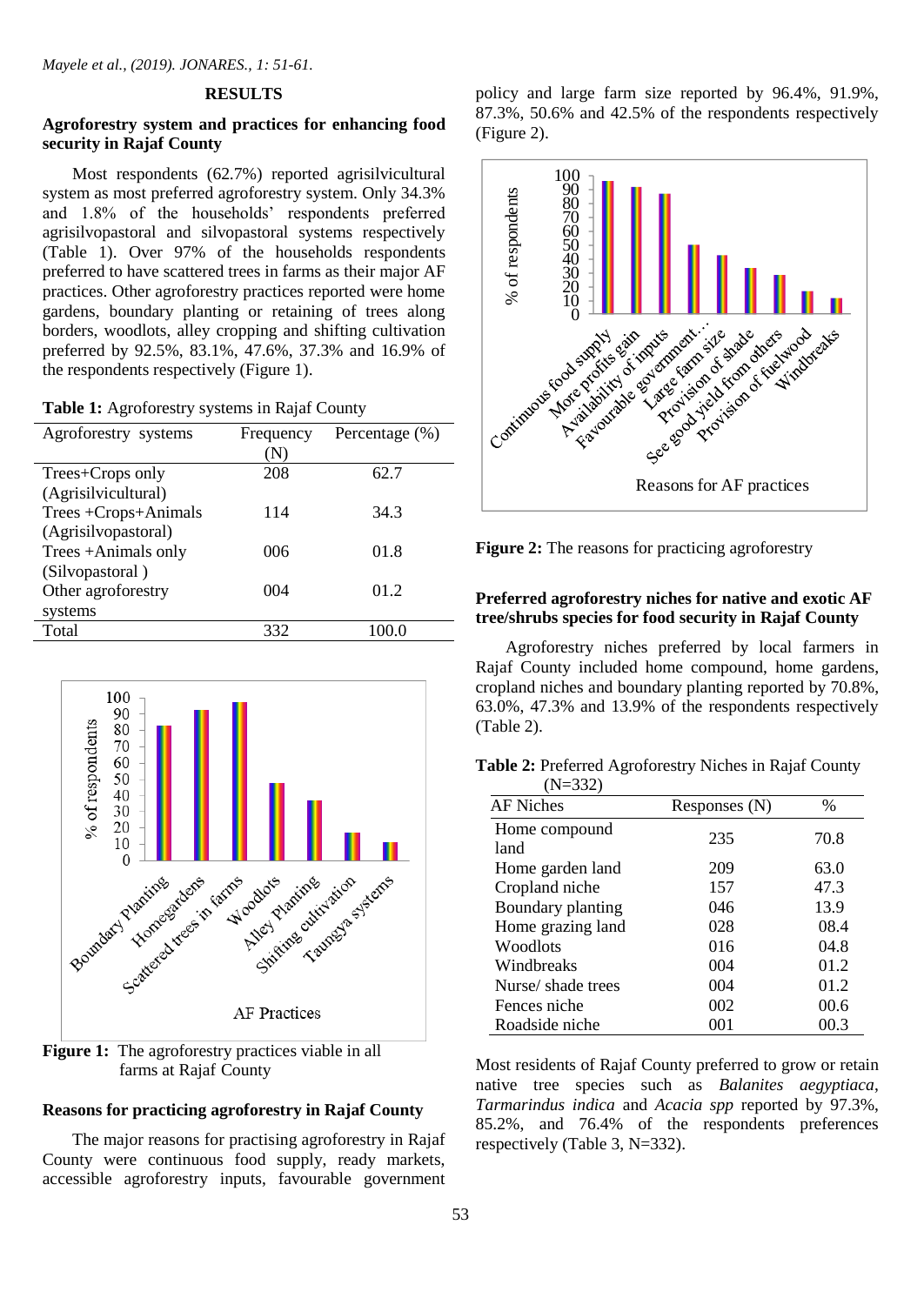## RESULTS

### Agroforestry system and practices for enhancing food security in Rajaf County

Most respondents (62.7%) reported agrisilvicultural system as most preferred agroforestry system. Only 34.3% and 1.8% of the households' respondents preferred agrisilvopastoral and silvopastoral systems respectively (Table 1). Over 97% of the households respondents preferred to have scattered trees in farms as their major AF practices. Other agroforestry practices reported were home gardens, boundary planting or retaining of trees along borders, woodlots, alley cropping and shifting cultivation preferred by 92.5%, 83.1%, 47.6%, 37.3% and 16.9% of the respondents respectively (Figure 1).

**Table 1:** Agroforestry systems in Rajaf County

| Agroforestry systems | Frequency (N) | Percentage (%) |
|---|---|---|
| Trees+Crops only (Agrisilvicultural) | 208 | 62.7 |
| Trees +Crops+Animals (Agrisilvopastoral) | 114 | 34.3 |
| Trees +Animals only (Silvopastoral ) | 006 | 01.8 |
| Other agroforestry systems | 004 | 01.2 |
| Total | 332 | 100.0 |

**Figure 1:** The agroforestry practices viable in all farms at Rajaf County

### Reasons for practicing agroforestry in Rajaf County

The major reasons for practising agroforestry in Rajaf County were continuous food supply, ready markets, accessible agroforestry inputs, favourable government policy and large farm size reported by 96.4%, 91.9%, 87.3%, 50.6% and 42.5% of the respondents respectively (Figure 2).

**Figure 2:** The reasons for practicing agroforestry

### Preferred agroforestry niches for native and exotic AF tree/shrubs species for food security in Rajaf County

Agroforestry niches preferred by local farmers in Rajaf County included home compound, home gardens, cropland niches and boundary planting reported by 70.8%, 63.0%, 47.3% and 13.9% of the respondents respectively (Table 2).

**Table 2:** Preferred Agroforestry Niches in Rajaf County (N=332)

| AF Niches | Responses (N) | % |
|---|---|---|
| Home compound land | 235 | 70.8 |
| Home garden land | 209 | 63.0 |
| Cropland niche | 157 | 47.3 |
| Boundary planting | 046 | 13.9 |
| Home grazing land | 028 | 08.4 |
| Woodlots | 016 | 04.8 |
| Windbreaks | 004 | 01.2 |
| Nurse/ shade trees | 004 | 01.2 |
| Fences niche | 002 | 00.6 |
| Roadside niche | 001 | 00.3 |

Most residents of Rajaf County preferred to grow or retain native tree species such as *Balanites aegyptiaca*, *Tarmarindus indica* and *Acacia spp* reported by 97.3%, 85.2%, and 76.4% of the respondents preferences respectively (Table 3, N=332).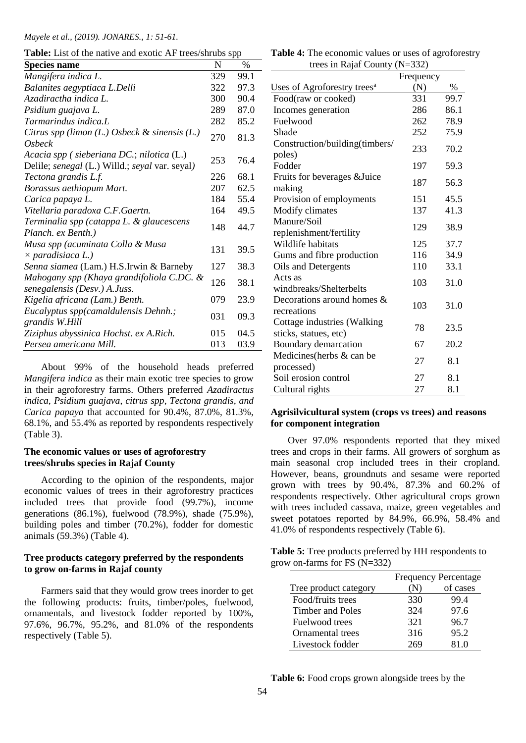**Table:** List of the native and exotic AF trees/shrubs spp

| Species name | N | % |
|---|---|---|
| *Mangifera indica L.* | 329 | 99.1 |
| *Balanites aegyptiaca L.Delli* | 322 | 97.3 |
| *Azadiractha indica L.* | 300 | 90.4 |
| *Psidium guajava L.* | 289 | 87.0 |
| *Tarmarindus indica.L* | 282 | 85.2 |
| *Citrus spp (limon (L.) Osbeck* & *sinensis (L.) Osbeck* | 270 | 81.3 |
| *Acacia spp ( sieberiana DC.*; *nilotica* (L.) Delile; *senegal* (L.) Willd.; *seyal* var. seyal*)* | 253 | 76.4 |
| *Tectona grandis L.f.* | 226 | 68.1 |
| *Borassus aethiopum Mart.* | 207 | 62.5 |
| *Carica papaya L.* | 184 | 55.4 |
| *Vitellaria paradoxa C.F.Gaertn.* | 164 | 49.5 |
| *Terminalia spp (catappa L. & glaucescens Planch. ex Benth.)* | 148 | 44.7 |
| *Musa spp (acuminata Colla & Musa × paradisiaca L.)* | 131 | 39.5 |
| *Senna siamea* (Lam.) H.S.Irwin & Barneby | 127 | 38.3 |
| *Mahogany spp (Khaya grandifoliola C.DC. & senegalensis (Desv.) A.Juss.* | 126 | 38.1 |
| *Kigelia africana (Lam.) Benth.* | 079 | 23.9 |
| *Eucalyptus spp(camaldulensis Dehnh.; grandis W.Hill* | 031 | 09.3 |
| *Ziziphus abyssinica Hochst. ex A.Rich.* | 015 | 04.5 |
| *Persea americana Mill.* | 013 | 03.9 |

About 99% of the household heads preferred *Mangifera indica* as their main exotic tree species to grow in their agroforestry farms. Others preferred *Azadiractus indica*, *Psidium guajava*, *citrus spp*, *Tectona grandis*, *and Carica papaya* that accounted for 90.4%, 87.0%, 81.3%, 68.1%, and 55.4% as reported by respondents respectively (Table 3).

### The economic values or uses of agroforestry trees/shrubs species in Rajaf County

According to the opinion of the respondents, major economic values of trees in their agroforestry practices included trees that provide food (99.7%), income generations (86.1%), fuelwood (78.9%), shade (75.9%), building poles and timber (70.2%), fodder for domestic animals (59.3%) (Table 4).

### Tree products category preferred by the respondents to grow on-farms in Rajaf county

Farmers said that they would grow trees inorder to get the following products: fruits, timber/poles, fuelwood, ornamentals, and livestock fodder reported by 100%, 97.6%, 96.7%, 95.2%, and 81.0% of the respondents respectively (Table 5).

**Table 4:** The economic values or uses of agroforestry trees in Rajaf County (N=332)

| | Frequency | |
|---|---|---|
| Uses of Agroforestry trees[a] | (N) | % |
| Food(raw or cooked) | 331 | 99.7 |
| Incomes generation | 286 | 86.1 |
| Fuelwood | 262 | 78.9 |
| Shade | 252 | 75.9 |
| Construction/building(timbers/ poles) | 233 | 70.2 |
| Fodder | 197 | 59.3 |
| Fruits for beverages &Juice making | 187 | 56.3 |
| Provision of employments | 151 | 45.5 |
| Modify climates | 137 | 41.3 |
| Manure/Soil replenishment/fertility | 129 | 38.9 |
| Wildlife habitats | 125 | 37.7 |
| Gums and fibre production | 116 | 34.9 |
| Oils and Detergents | 110 | 33.1 |
| Acts as windbreaks/Shelterbelts | 103 | 31.0 |
| Decorations around homes & recreations | 103 | 31.0 |
| Cottage industries (Walking sticks, statues, etc) | 78 | 23.5 |
| Boundary demarcation | 67 | 20.2 |
| Medicines(herbs & can be processed) | 27 | 8.1 |
| Soil erosion control | 27 | 8.1 |
| Cultural rights | 27 | 8.1 |

### Agrisilvicultural system (crops vs trees) and reasons for component integration

Over 97.0% respondents reported that they mixed trees and crops in their farms. All growers of sorghum as main seasonal crop included trees in their cropland. However, beans, groundnuts and sesame were reported grown with trees by 90.4%, 87.3% and 60.2% of respondents respectively. Other agricultural crops grown with trees included cassava, maize, green vegetables and sweet potatoes reported by 84.9%, 66.9%, 58.4% and 41.0% of respondents respectively (Table 6).

**Table 5:** Tree products preferred by HH respondents to grow on-farms for FS (N=332)

| Tree product category | Frequency (N) | Percentage of cases |
|---|---|---|
| Food/fruits trees | 330 | 99.4 |
| Timber and Poles | 324 | 97.6 |
| Fuelwood trees | 321 | 96.7 |
| Ornamental trees | 316 | 95.2 |
| Livestock fodder | 269 | 81.0 |

**Table 6:** Food crops grown alongside trees by the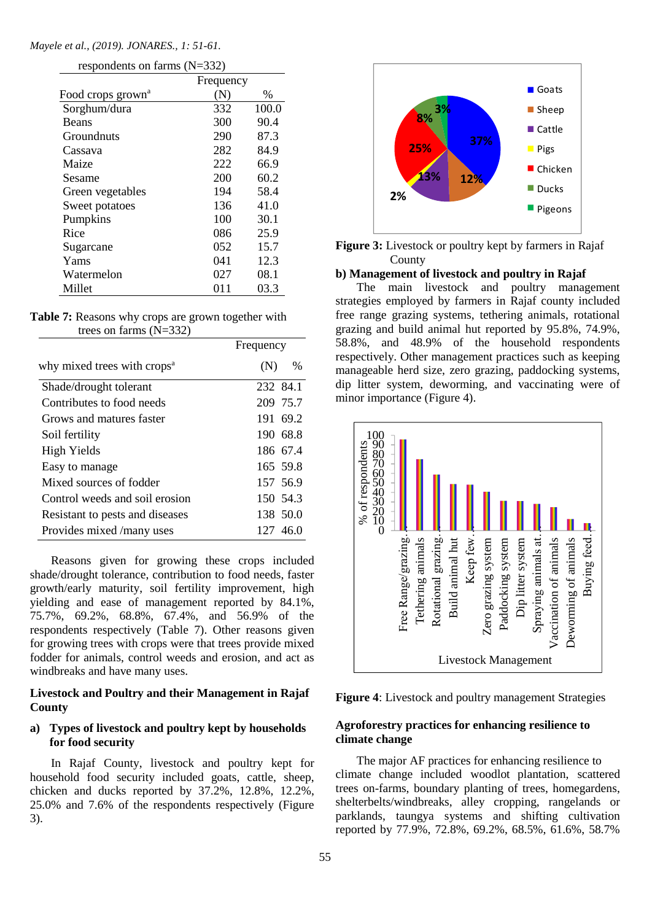respondents on farms (N=332)

| Food crops grown[a] | Frequency (N) | % |
|---|---|---|
| Sorghum/dura | 332 | 100.0 |
| Beans | 300 | 90.4 |
| Groundnuts | 290 | 87.3 |
| Cassava | 282 | 84.9 |
| Maize | 222 | 66.9 |
| Sesame | 200 | 60.2 |
| Green vegetables | 194 | 58.4 |
| Sweet potatoes | 136 | 41.0 |
| Pumpkins | 100 | 30.1 |
| Rice | 086 | 25.9 |
| Sugarcane | 052 | 15.7 |
| Yams | 041 | 12.3 |
| Watermelon | 027 | 08.1 |
| Millet | 011 | 03.3 |

**Table 7:** Reasons why crops are grown together with trees on farms (N=332)

| why mixed trees with crops[a] | Frequency (N) | % |
|---|---|---|
| Shade/drought tolerant | 232 | 84.1 |
| Contributes to food needs | 209 | 75.7 |
| Grows and matures faster | 191 | 69.2 |
| Soil fertility | 190 | 68.8 |
| High Yields | 186 | 67.4 |
| Easy to manage | 165 | 59.8 |
| Mixed sources of fodder | 157 | 56.9 |
| Control weeds and soil erosion | 150 | 54.3 |
| Resistant to pests and diseases | 138 | 50.0 |
| Provides mixed /many uses | 127 | 46.0 |

Reasons given for growing these crops included shade/drought tolerance, contribution to food needs, faster growth/early maturity, soil fertility improvement, high yielding and ease of management reported by 84.1%, 75.7%, 69.2%, 68.8%, 67.4%, and 56.9% of the respondents respectively (Table 7). Other reasons given for growing trees with crops were that trees provide mixed fodder for animals, control weeds and erosion, and act as windbreaks and have many uses.

## Livestock and Poultry and their Management in Rajaf County

### a) Types of livestock and poultry kept by households for food security

In Rajaf County, livestock and poultry kept for household food security included goats, cattle, sheep, chicken and ducks reported by 37.2%, 12.8%, 12.2%, 25.0% and 7.6% of the respondents respectively (Figure 3).

**Figure 3:** Livestock or poultry kept by farmers in Rajaf County

### b) Management of livestock and poultry in Rajaf

The main livestock and poultry management strategies employed by farmers in Rajaf county included free range grazing systems, tethering animals, rotational grazing and build animal hut reported by 95.8%, 74.9%, 58.8%, and 48.9% of the household respondents respectively. Other management practices such as keeping manageable herd size, zero grazing, paddocking systems, dip litter system, deworming, and vaccinating were of minor importance (Figure 4).

**Figure 4**: Livestock and poultry management Strategies

## Agroforestry practices for enhancing resilience to climate change

The major AF practices for enhancing resilience to climate change included woodlot plantation, scattered trees on-farms, boundary planting of trees, homegardens, shelterbelts/windbreaks, alley cropping, rangelands or parklands, taungya systems and shifting cultivation reported by 77.9%, 72.8%, 69.2%, 68.5%, 61.6%, 58.7%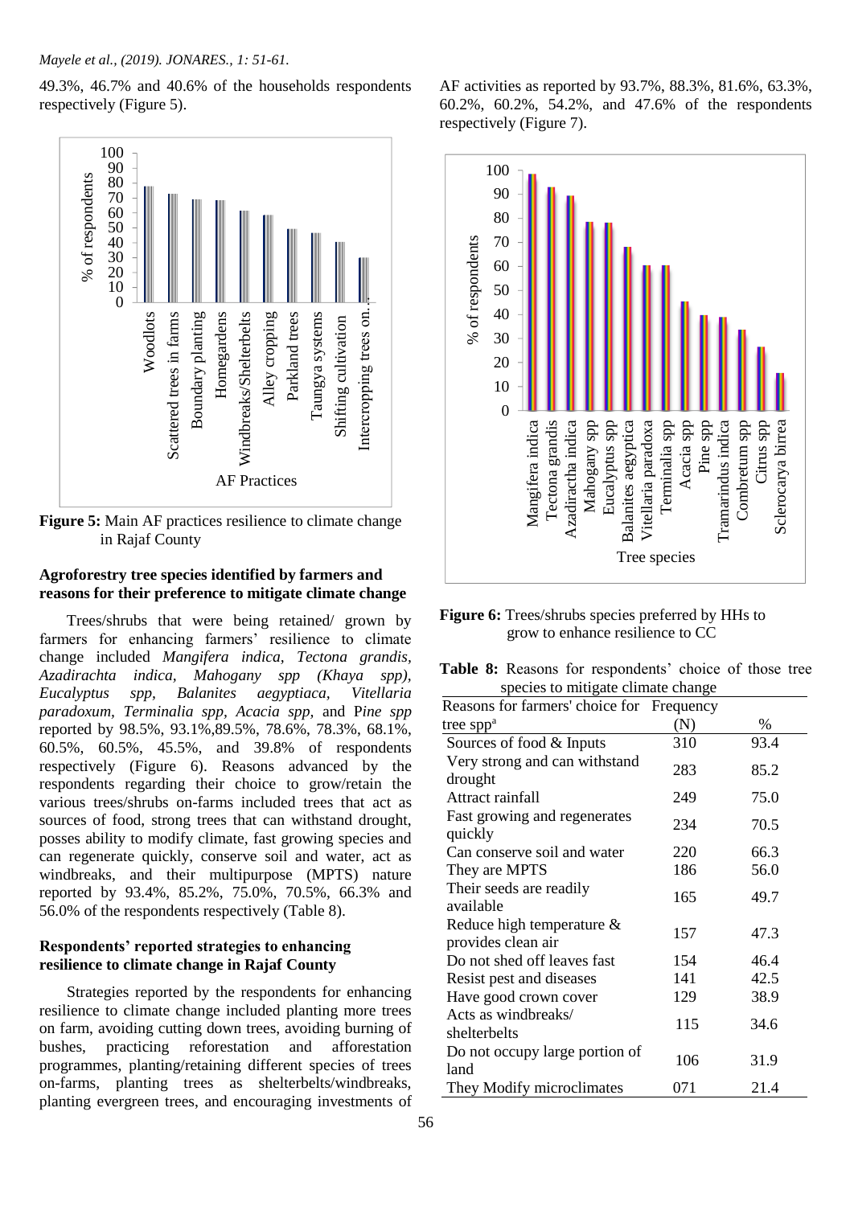49.3%, 46.7% and 40.6% of the households respondents respectively (Figure 5).

**Figure 5:** Main AF practices resilience to climate change in Rajaf County

### Agroforestry tree species identified by farmers and reasons for their preference to mitigate climate change

Trees/shrubs that were being retained/ grown by farmers for enhancing farmers' resilience to climate change included *Mangifera indica*, *Tectona grandis*, *Azadirachta indica*, *Mahogany spp (Khaya spp)*, *Eucalyptus spp*, *Balanites aegyptiaca*, *Vitellaria paradoxum*, *Terminalia spp*, *Acacia spp*, and P*ine spp* reported by 98.5%, 93.1%,89.5%, 78.6%, 78.3%, 68.1%, 60.5%, 60.5%, 45.5%, and 39.8% of respondents respectively (Figure 6). Reasons advanced by the respondents regarding their choice to grow/retain the various trees/shrubs on-farms included trees that act as sources of food, strong trees that can withstand drought, posses ability to modify climate, fast growing species and can regenerate quickly, conserve soil and water, act as windbreaks, and their multipurpose (MPTS) nature reported by 93.4%, 85.2%, 75.0%, 70.5%, 66.3% and 56.0% of the respondents respectively (Table 8).

### Respondents' reported strategies to enhancing resilience to climate change in Rajaf County

Strategies reported by the respondents for enhancing resilience to climate change included planting more trees on farm, avoiding cutting down trees, avoiding burning of bushes, practicing reforestation and afforestation programmes, planting/retaining different species of trees on-farms, planting trees as shelterbelts/windbreaks, planting evergreen trees, and encouraging investments of AF activities as reported by 93.7%, 88.3%, 81.6%, 63.3%, 60.2%, 60.2%, 54.2%, and 47.6% of the respondents respectively (Figure 7).

**Figure 6:** Trees/shrubs species preferred by HHs to grow to enhance resilience to CC

**Table 8:** Reasons for respondents' choice of those tree species to mitigate climate change

| Reasons for farmers' choice for tree spp[a] | Frequency (N) | % |
|---|---|---|
| Sources of food & Inputs | 310 | 93.4 |
| Very strong and can withstand drought | 283 | 85.2 |
| Attract rainfall | 249 | 75.0 |
| Fast growing and regenerates quickly | 234 | 70.5 |
| Can conserve soil and water | 220 | 66.3 |
| They are MPTS | 186 | 56.0 |
| Their seeds are readily available | 165 | 49.7 |
| Reduce high temperature & provides clean air | 157 | 47.3 |
| Do not shed off leaves fast | 154 | 46.4 |
| Resist pest and diseases | 141 | 42.5 |
| Have good crown cover | 129 | 38.9 |
| Acts as windbreaks/ shelterbelts | 115 | 34.6 |
| Do not occupy large portion of land | 106 | 31.9 |
| They Modify microclimates | 071 | 21.4 |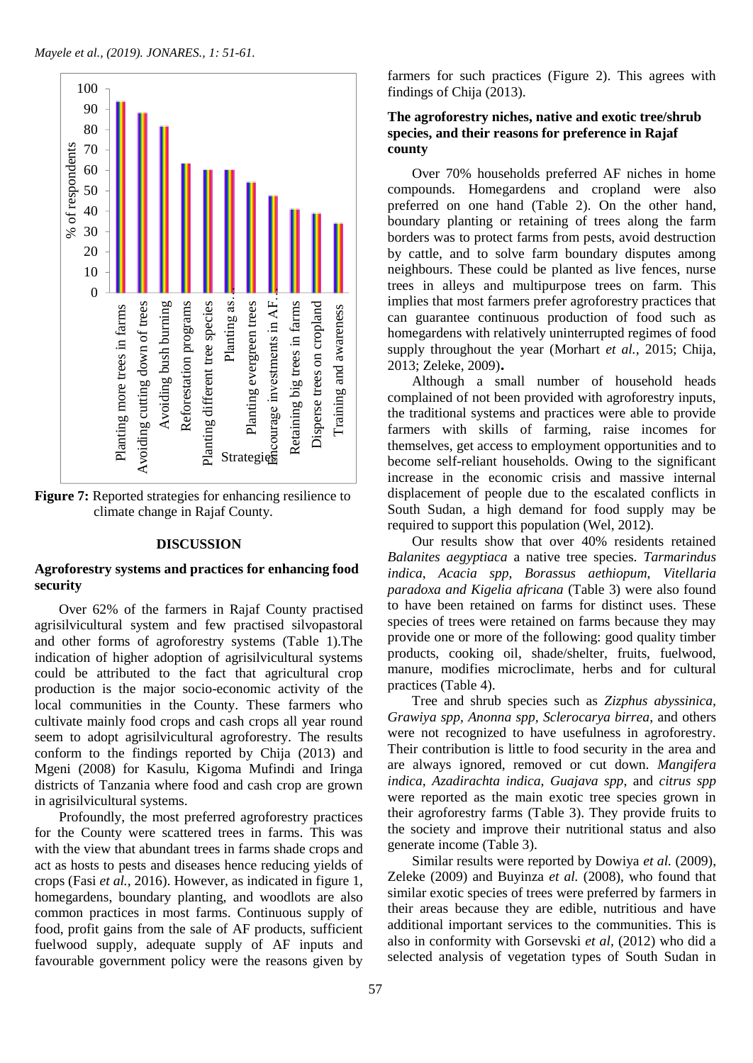**Figure 7:** Reported strategies for enhancing resilience to climate change in Rajaf County.

## DISCUSSION

### Agroforestry systems and practices for enhancing food security

Over 62% of the farmers in Rajaf County practised agrisilvicultural system and few practised silvopastoral and other forms of agroforestry systems (Table 1).The indication of higher adoption of agrisilvicultural systems could be attributed to the fact that agricultural crop production is the major socio-economic activity of the local communities in the County. These farmers who cultivate mainly food crops and cash crops all year round seem to adopt agrisilvicultural agroforestry. The results conform to the findings reported by Chija (2013) and Mgeni (2008) for Kasulu, Kigoma Mufindi and Iringa districts of Tanzania where food and cash crop are grown in agrisilvicultural systems.

Profoundly, the most preferred agroforestry practices for the County were scattered trees in farms. This was with the view that abundant trees in farms shade crops and act as hosts to pests and diseases hence reducing yields of crops (Fasi *et al.*, 2016). However, as indicated in figure 1, homegardens, boundary planting, and woodlots are also common practices in most farms. Continuous supply of food, profit gains from the sale of AF products, sufficient fuelwood supply, adequate supply of AF inputs and favourable government policy were the reasons given by farmers for such practices (Figure 2). This agrees with findings of Chija (2013).

### The agroforestry niches, native and exotic tree/shrub species, and their reasons for preference in Rajaf county

Over 70% households preferred AF niches in home compounds. Homegardens and cropland were also preferred on one hand (Table 2). On the other hand, boundary planting or retaining of trees along the farm borders was to protect farms from pests, avoid destruction by cattle, and to solve farm boundary disputes among neighbours. These could be planted as live fences, nurse trees in alleys and multipurpose trees on farm. This implies that most farmers prefer agroforestry practices that can guarantee continuous production of food such as homegardens with relatively uninterrupted regimes of food supply throughout the year (Morhart *et al.*, 2015; Chija, 2013; Zeleke, 2009)**.**

Although a small number of household heads complained of not been provided with agroforestry inputs, the traditional systems and practices were able to provide farmers with skills of farming, raise incomes for themselves, get access to employment opportunities and to become self-reliant households. Owing to the significant increase in the economic crisis and massive internal displacement of people due to the escalated conflicts in South Sudan, a high demand for food supply may be required to support this population (Wel, 2012).

Our results show that over 40% residents retained *Balanites aegyptiaca* a native tree species. *Tarmarindus indica*, *Acacia spp, Borassus aethiopum*, *Vitellaria paradoxa and Kigelia africana* (Table 3) were also found to have been retained on farms for distinct uses. These species of trees were retained on farms because they may provide one or more of the following: good quality timber products, cooking oil, shade/shelter, fruits, fuelwood, manure, modifies microclimate, herbs and for cultural practices (Table 4).

Tree and shrub species such as *Zizphus abyssinica*, *Grawiya spp, Anonna spp*, *Sclerocarya birrea*, and others were not recognized to have usefulness in agroforestry. Their contribution is little to food security in the area and are always ignored, removed or cut down. *Mangifera indica*, *Azadirachta indica*, *Guajava spp*, and *citrus spp* were reported as the main exotic tree species grown in their agroforestry farms (Table 3). They provide fruits to the society and improve their nutritional status and also generate income (Table 3).

Similar results were reported by Dowiya *et al.* (2009), Zeleke (2009) and Buyinza *et al.* (2008), who found that similar exotic species of trees were preferred by farmers in their areas because they are edible, nutritious and have additional important services to the communities. This is also in conformity with Gorsevski *et al,* (2012) who did a selected analysis of vegetation types of South Sudan in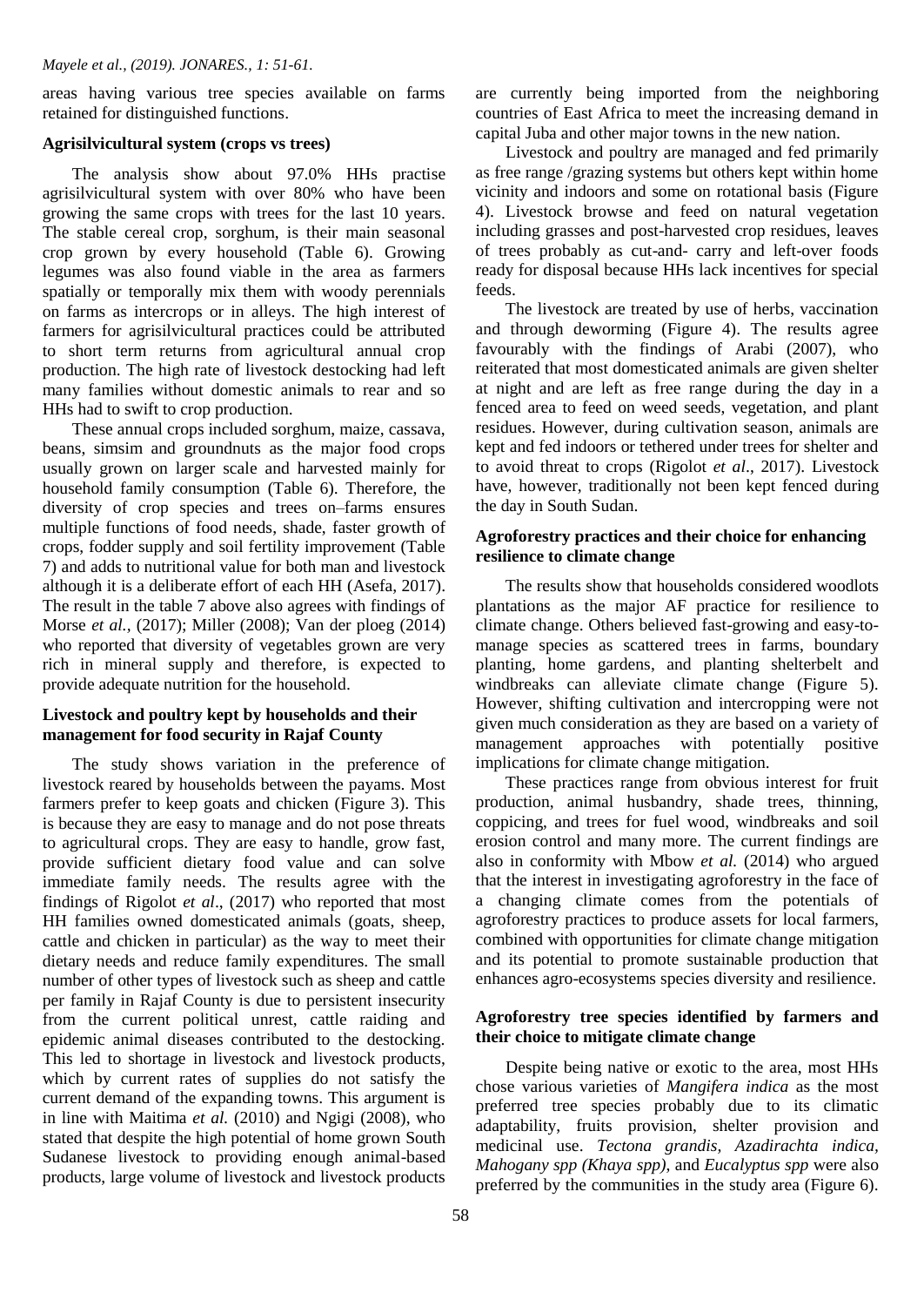areas having various tree species available on farms retained for distinguished functions.

### Agrisilvicultural system (crops vs trees)

The analysis show about 97.0% HHs practise agrisilvicultural system with over 80% who have been growing the same crops with trees for the last 10 years. The stable cereal crop, sorghum, is their main seasonal crop grown by every household (Table 6). Growing legumes was also found viable in the area as farmers spatially or temporally mix them with woody perennials on farms as intercrops or in alleys. The high interest of farmers for agrisilvicultural practices could be attributed to short term returns from agricultural annual crop production. The high rate of livestock destocking had left many families without domestic animals to rear and so HHs had to swift to crop production.

These annual crops included sorghum, maize, cassava, beans, simsim and groundnuts as the major food crops usually grown on larger scale and harvested mainly for household family consumption (Table 6). Therefore, the diversity of crop species and trees on–farms ensures multiple functions of food needs, shade, faster growth of crops, fodder supply and soil fertility improvement (Table 7) and adds to nutritional value for both man and livestock although it is a deliberate effort of each HH (Asefa, 2017). The result in the table 7 above also agrees with findings of Morse *et al.,* (2017); Miller (2008); Van der ploeg (2014) who reported that diversity of vegetables grown are very rich in mineral supply and therefore, is expected to provide adequate nutrition for the household.

### Livestock and poultry kept by households and their management for food security in Rajaf County

The study shows variation in the preference of livestock reared by households between the payams. Most farmers prefer to keep goats and chicken (Figure 3). This is because they are easy to manage and do not pose threats to agricultural crops. They are easy to handle, grow fast, provide sufficient dietary food value and can solve immediate family needs. The results agree with the findings of Rigolot *et al*., (2017) who reported that most HH families owned domesticated animals (goats, sheep, cattle and chicken in particular) as the way to meet their dietary needs and reduce family expenditures. The small number of other types of livestock such as sheep and cattle per family in Rajaf County is due to persistent insecurity from the current political unrest, cattle raiding and epidemic animal diseases contributed to the destocking. This led to shortage in livestock and livestock products, which by current rates of supplies do not satisfy the current demand of the expanding towns. This argument is in line with Maitima *et al.* (2010) and Ngigi (2008), who stated that despite the high potential of home grown South Sudanese livestock to providing enough animal-based products, large volume of livestock and livestock products are currently being imported from the neighboring countries of East Africa to meet the increasing demand in capital Juba and other major towns in the new nation.

Livestock and poultry are managed and fed primarily as free range /grazing systems but others kept within home vicinity and indoors and some on rotational basis (Figure 4). Livestock browse and feed on natural vegetation including grasses and post-harvested crop residues, leaves of trees probably as cut-and- carry and left-over foods ready for disposal because HHs lack incentives for special feeds.

The livestock are treated by use of herbs, vaccination and through deworming (Figure 4). The results agree favourably with the findings of Arabi (2007), who reiterated that most domesticated animals are given shelter at night and are left as free range during the day in a fenced area to feed on weed seeds, vegetation, and plant residues. However, during cultivation season, animals are kept and fed indoors or tethered under trees for shelter and to avoid threat to crops (Rigolot *et al*., 2017). Livestock have, however, traditionally not been kept fenced during the day in South Sudan.

### Agroforestry practices and their choice for enhancing resilience to climate change

The results show that households considered woodlots plantations as the major AF practice for resilience to climate change. Others believed fast-growing and easy-to-manage species as scattered trees in farms, boundary planting, home gardens, and planting shelterbelt and windbreaks can alleviate climate change (Figure 5). However, shifting cultivation and intercropping were not given much consideration as they are based on a variety of management approaches with potentially positive implications for climate change mitigation.

These practices range from obvious interest for fruit production, animal husbandry, shade trees, thinning, coppicing, and trees for fuel wood, windbreaks and soil erosion control and many more. The current findings are also in conformity with Mbow *et al.* (2014) who argued that the interest in investigating agroforestry in the face of a changing climate comes from the potentials of agroforestry practices to produce assets for local farmers, combined with opportunities for climate change mitigation and its potential to promote sustainable production that enhances agro-ecosystems species diversity and resilience.

### Agroforestry tree species identified by farmers and their choice to mitigate climate change

Despite being native or exotic to the area, most HHs chose various varieties of *Mangifera indica* as the most preferred tree species probably due to its climatic adaptability, fruits provision, shelter provision and medicinal use. *Tectona grandis, Azadirachta indica, Mahogany spp (Khaya spp)*, and *Eucalyptus spp* were also preferred by the communities in the study area (Figure 6).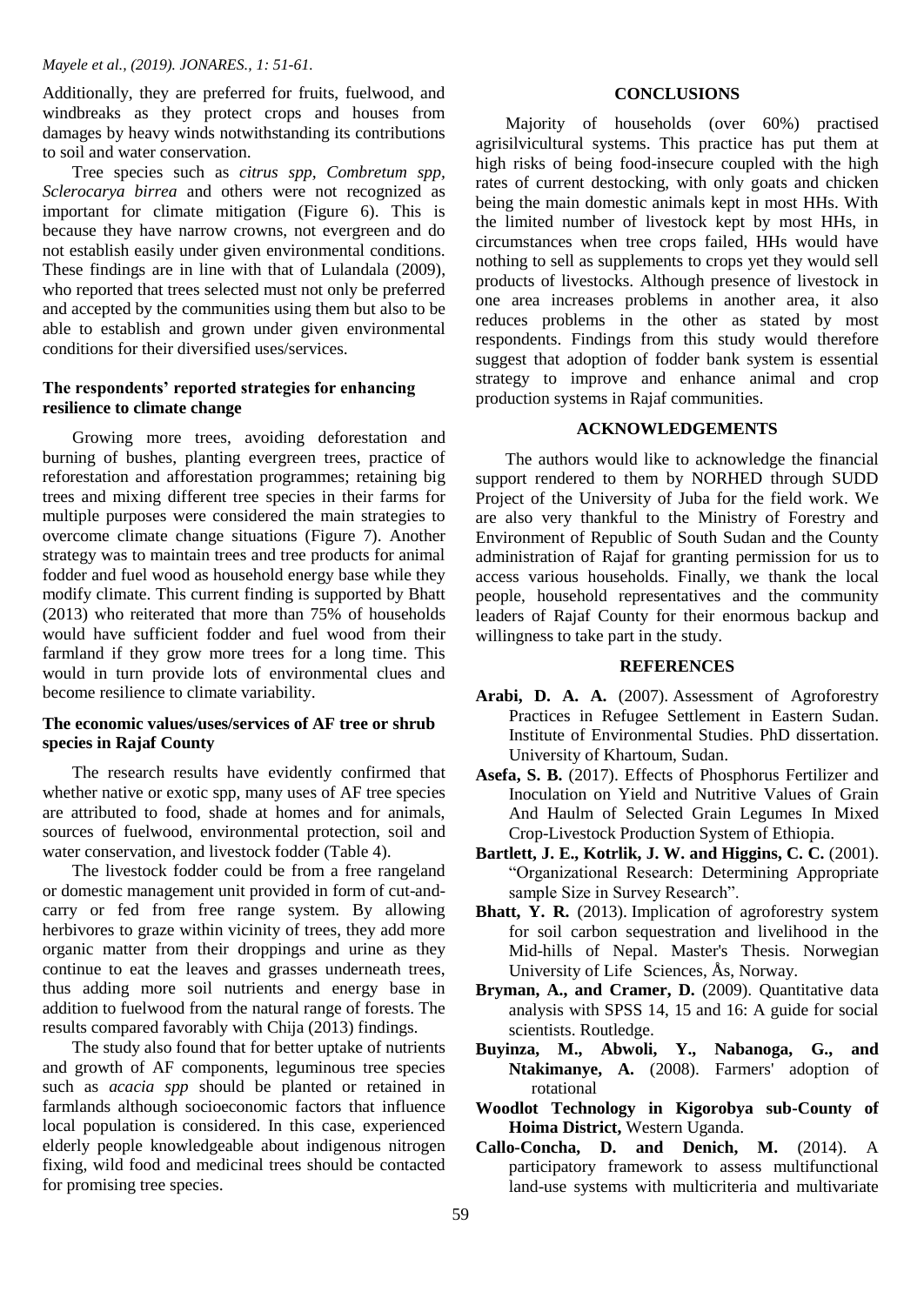Additionally, they are preferred for fruits, fuelwood, and windbreaks as they protect crops and houses from damages by heavy winds notwithstanding its contributions to soil and water conservation.

Tree species such as *citrus spp*, *Combretum spp*, *Sclerocarya birrea* and others were not recognized as important for climate mitigation (Figure 6). This is because they have narrow crowns, not evergreen and do not establish easily under given environmental conditions. These findings are in line with that of Lulandala (2009), who reported that trees selected must not only be preferred and accepted by the communities using them but also to be able to establish and grown under given environmental conditions for their diversified uses/services.

### The respondents' reported strategies for enhancing resilience to climate change

Growing more trees, avoiding deforestation and burning of bushes, planting evergreen trees, practice of reforestation and afforestation programmes; retaining big trees and mixing different tree species in their farms for multiple purposes were considered the main strategies to overcome climate change situations (Figure 7). Another strategy was to maintain trees and tree products for animal fodder and fuel wood as household energy base while they modify climate. This current finding is supported by Bhatt (2013) who reiterated that more than 75% of households would have sufficient fodder and fuel wood from their farmland if they grow more trees for a long time. This would in turn provide lots of environmental clues and become resilience to climate variability.

### The economic values/uses/services of AF tree or shrub species in Rajaf County

The research results have evidently confirmed that whether native or exotic spp, many uses of AF tree species are attributed to food, shade at homes and for animals, sources of fuelwood, environmental protection, soil and water conservation, and livestock fodder (Table 4).

The livestock fodder could be from a free rangeland or domestic management unit provided in form of cut-and-carry or fed from free range system. By allowing herbivores to graze within vicinity of trees, they add more organic matter from their droppings and urine as they continue to eat the leaves and grasses underneath trees, thus adding more soil nutrients and energy base in addition to fuelwood from the natural range of forests. The results compared favorably with Chija (2013) findings.

The study also found that for better uptake of nutrients and growth of AF components, leguminous tree species such as *acacia spp* should be planted or retained in farmlands although socioeconomic factors that influence local population is considered. In this case, experienced elderly people knowledgeable about indigenous nitrogen fixing, wild food and medicinal trees should be contacted for promising tree species.

## CONCLUSIONS

Majority of households (over 60%) practised agrisilvicultural systems. This practice has put them at high risks of being food-insecure coupled with the high rates of current destocking, with only goats and chicken being the main domestic animals kept in most HHs. With the limited number of livestock kept by most HHs, in circumstances when tree crops failed, HHs would have nothing to sell as supplements to crops yet they would sell products of livestocks. Although presence of livestock in one area increases problems in another area, it also reduces problems in the other as stated by most respondents. Findings from this study would therefore suggest that adoption of fodder bank system is essential strategy to improve and enhance animal and crop production systems in Rajaf communities.

## ACKNOWLEDGEMENTS

The authors would like to acknowledge the financial support rendered to them by NORHED through SUDD Project of the University of Juba for the field work. We are also very thankful to the Ministry of Forestry and Environment of Republic of South Sudan and the County administration of Rajaf for granting permission for us to access various households. Finally, we thank the local people, household representatives and the community leaders of Rajaf County for their enormous backup and willingness to take part in the study.

## REFERENCES

**Arabi, D. A. A.** (2007). Assessment of Agroforestry Practices in Refugee Settlement in Eastern Sudan. Institute of Environmental Studies. PhD dissertation. University of Khartoum, Sudan.

**Asefa, S. B.** (2017). Effects of Phosphorus Fertilizer and Inoculation on Yield and Nutritive Values of Grain And Haulm of Selected Grain Legumes In Mixed Crop-Livestock Production System of Ethiopia.

**Bartlett, J. E., Kotrlik, J. W. and Higgins, C. C.** (2001). "Organizational Research: Determining Appropriate sample Size in Survey Research".

**Bhatt, Y. R.** (2013). Implication of agroforestry system for soil carbon sequestration and livelihood in the Mid-hills of Nepal. Master's Thesis. Norwegian University of Life Sciences, Ås, Norway.

**Bryman, A., and Cramer, D.** (2009). Quantitative data analysis with SPSS 14, 15 and 16: A guide for social scientists. Routledge.

**Buyinza, M., Abwoli, Y., Nabanoga, G., and Ntakimanye, A.** (2008). Farmers' adoption of rotational **Woodlot Technology in Kigorobya sub-County of Hoima District,** Western Uganda.

**Callo-Concha, D. and Denich, M.** (2014). A participatory framework to assess multifunctional land-use systems with multicriteria and multivariate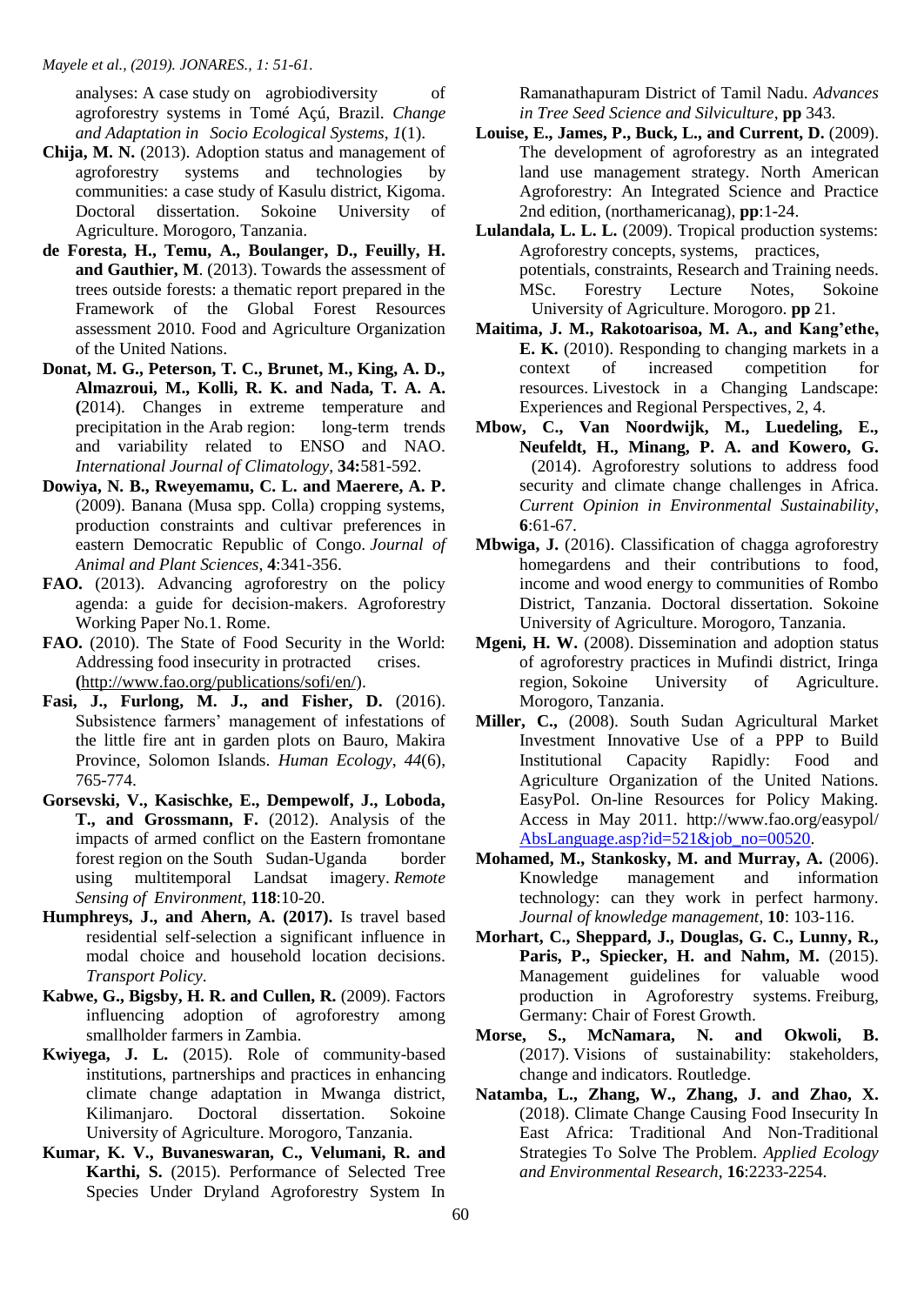analyses: A case study on agrobiodiversity of agroforestry systems in Tomé Açú, Brazil. *Change and Adaptation in Socio Ecological Systems*, *1*(1).

**Chija, M. N.** (2013). Adoption status and management of agroforestry systems and technologies by communities: a case study of Kasulu district, Kigoma. Doctoral dissertation. Sokoine University of Agriculture. Morogoro, Tanzania.

**de Foresta, H., Temu, A., Boulanger, D., Feuilly, H. and Gauthier, M**. (2013). Towards the assessment of trees outside forests: a thematic report prepared in the Framework of the Global Forest Resources assessment 2010. Food and Agriculture Organization of the United Nations.

**Donat, M. G., Peterson, T. C., Brunet, M., King, A. D., Almazroui, M., Kolli, R. K. and Nada, T. A. A. (**2014). Changes in extreme temperature and precipitation in the Arab region: long-term trends and variability related to ENSO and NAO. *International Journal of Climatology*, **34:**581-592.

**Dowiya, N. B., Rweyemamu, C. L. and Maerere, A. P.** (2009). Banana (Musa spp. Colla) cropping systems, production constraints and cultivar preferences in eastern Democratic Republic of Congo. *Journal of Animal and Plant Sciences*, **4**:341-356.

**FAO.** (2013). Advancing agroforestry on the policy agenda: a guide for decision-makers. Agroforestry Working Paper No.1. Rome.

**FAO.** (2010). The State of Food Security in the World: Addressing food insecurity in protracted crises. (http://www.fao.org/publications/sofi/en/).

**Fasi, J., Furlong, M. J., and Fisher, D.** (2016). Subsistence farmers' management of infestations of the little fire ant in garden plots on Bauro, Makira Province, Solomon Islands. *Human Ecology*, *44*(6), 765-774.

**Gorsevski, V., Kasischke, E., Dempewolf, J., Loboda, T., and Grossmann, F.** (2012). Analysis of the impacts of armed conflict on the Eastern fromontane forest region on the South Sudan-Uganda border using multitemporal Landsat imagery. *Remote Sensing of Environment*, **118**:10-20.

**Humphreys, J., and Ahern, A. (2017).** Is travel based residential self-selection a significant influence in modal choice and household location decisions. *Transport Policy*.

**Kabwe, G., Bigsby, H. R. and Cullen, R.** (2009). Factors influencing adoption of agroforestry among smallholder farmers in Zambia.

**Kwiyega, J. L.** (2015). Role of community-based institutions, partnerships and practices in enhancing climate change adaptation in Mwanga district, Kilimanjaro. Doctoral dissertation. Sokoine University of Agriculture. Morogoro, Tanzania.

**Kumar, K. V., Buvaneswaran, C., Velumani, R. and Karthi, S.** (2015). Performance of Selected Tree Species Under Dryland Agroforestry System In Ramanathapuram District of Tamil Nadu. *Advances in Tree Seed Science and Silviculture*, **pp** 343.

**Louise, E., James, P., Buck, L., and Current, D.** (2009). The development of agroforestry as an integrated land use management strategy. North American Agroforestry: An Integrated Science and Practice 2nd edition, (northamericanag), **pp**:1-24.

**Lulandala, L. L. L.** (2009). Tropical production systems: Agroforestry concepts, systems, practices, potentials, constraints, Research and Training needs. MSc. Forestry Lecture Notes, Sokoine University of Agriculture. Morogoro. **pp** 21.

**Maitima, J. M., Rakotoarisoa, M. A., and Kang'ethe, E. K.** (2010). Responding to changing markets in a context of increased competition for resources. Livestock in a Changing Landscape: Experiences and Regional Perspectives, 2, 4.

**Mbow, C., Van Noordwijk, M., Luedeling, E., Neufeldt, H., Minang, P. A. and Kowero, G.** (2014). Agroforestry solutions to address food security and climate change challenges in Africa. *Current Opinion in Environmental Sustainability*, **6**:61-67.

**Mbwiga, J.** (2016). Classification of chagga agroforestry homegardens and their contributions to food, income and wood energy to communities of Rombo District, Tanzania. Doctoral dissertation. Sokoine University of Agriculture. Morogoro, Tanzania.

**Mgeni, H. W.** (2008). Dissemination and adoption status of agroforestry practices in Mufindi district, Iringa region, Sokoine University of Agriculture. Morogoro, Tanzania.

**Miller, C.,** (2008). South Sudan Agricultural Market Investment Innovative Use of a PPP to Build Institutional Capacity Rapidly: Food and Agriculture Organization of the United Nations. EasyPol. On-line Resources for Policy Making. Access in May 2011. http://www.fao.org/easypol/AbsLanguage.asp?id=521&job_no=00520.

**Mohamed, M., Stankosky, M. and Murray, A.** (2006). Knowledge management and information technology: can they work in perfect harmony. *Journal of knowledge management*, **10**: 103-116.

**Morhart, C., Sheppard, J., Douglas, G. C., Lunny, R., Paris, P., Spiecker, H. and Nahm, M.** (2015). Management guidelines for valuable wood production in Agroforestry systems. Freiburg, Germany: Chair of Forest Growth.

**Morse, S., McNamara, N. and Okwoli, B.** (2017). Visions of sustainability: stakeholders, change and indicators. Routledge.

**Natamba, L., Zhang, W., Zhang, J. and Zhao, X.** (2018). Climate Change Causing Food Insecurity In East Africa: Traditional And Non-Traditional Strategies To Solve The Problem. *Applied Ecology and Environmental Research*, **16**:2233-2254.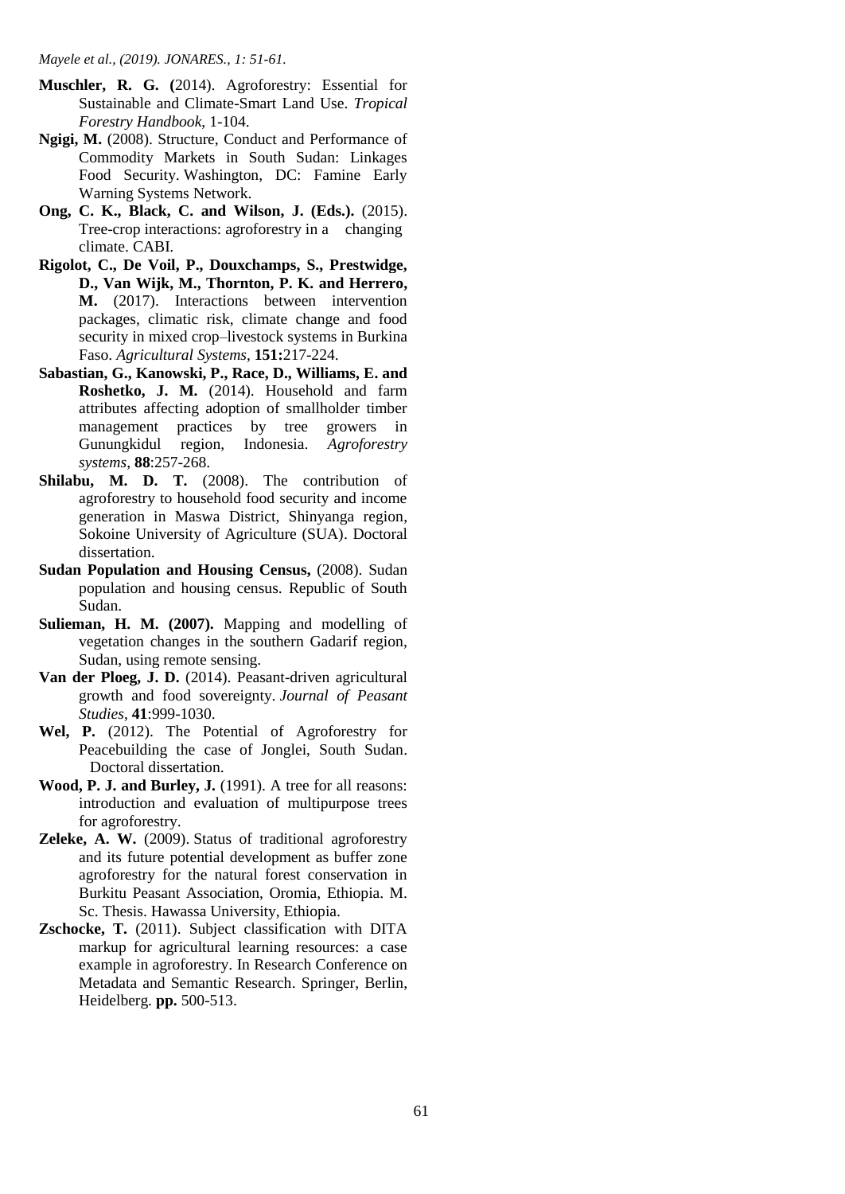**Muschler, R. G. (**2014). Agroforestry: Essential for Sustainable and Climate-Smart Land Use. *Tropical Forestry Handbook*, 1-104.

**Ngigi, M.** (2008). Structure, Conduct and Performance of Commodity Markets in South Sudan: Linkages Food Security. Washington, DC: Famine Early Warning Systems Network.

**Ong, C. K., Black, C. and Wilson, J. (Eds.).** (2015). Tree-crop interactions: agroforestry in a changing climate. CABI.

**Rigolot, C., De Voil, P., Douxchamps, S., Prestwidge, D., Van Wijk, M., Thornton, P. K. and Herrero, M.** (2017). Interactions between intervention packages, climatic risk, climate change and food security in mixed crop–livestock systems in Burkina Faso. *Agricultural Systems*, **151:**217-224.

**Sabastian, G., Kanowski, P., Race, D., Williams, E. and Roshetko, J. M.** (2014). Household and farm attributes affecting adoption of smallholder timber management practices by tree growers in Gunungkidul region, Indonesia. *Agroforestry systems*, **88**:257-268.

**Shilabu, M. D. T.** (2008). The contribution of agroforestry to household food security and income generation in Maswa District, Shinyanga region, Sokoine University of Agriculture (SUA). Doctoral dissertation.

**Sudan Population and Housing Census,** (2008). Sudan population and housing census. Republic of South Sudan.

**Sulieman, H. M. (2007).** Mapping and modelling of vegetation changes in the southern Gadarif region, Sudan, using remote sensing.

**Van der Ploeg, J. D.** (2014). Peasant-driven agricultural growth and food sovereignty. *Journal of Peasant Studies*, **41**:999-1030.

**Wel, P.** (2012). The Potential of Agroforestry for Peacebuilding the case of Jonglei, South Sudan. Doctoral dissertation.

**Wood, P. J. and Burley, J.** (1991). A tree for all reasons: introduction and evaluation of multipurpose trees for agroforestry.

**Zeleke, A. W.** (2009). Status of traditional agroforestry and its future potential development as buffer zone agroforestry for the natural forest conservation in Burkitu Peasant Association, Oromia, Ethiopia. M. Sc. Thesis. Hawassa University, Ethiopia.

**Zschocke, T.** (2011). Subject classification with DITA markup for agricultural learning resources: a case example in agroforestry. In Research Conference on Metadata and Semantic Research. Springer, Berlin, Heidelberg. **pp.** 500-513.